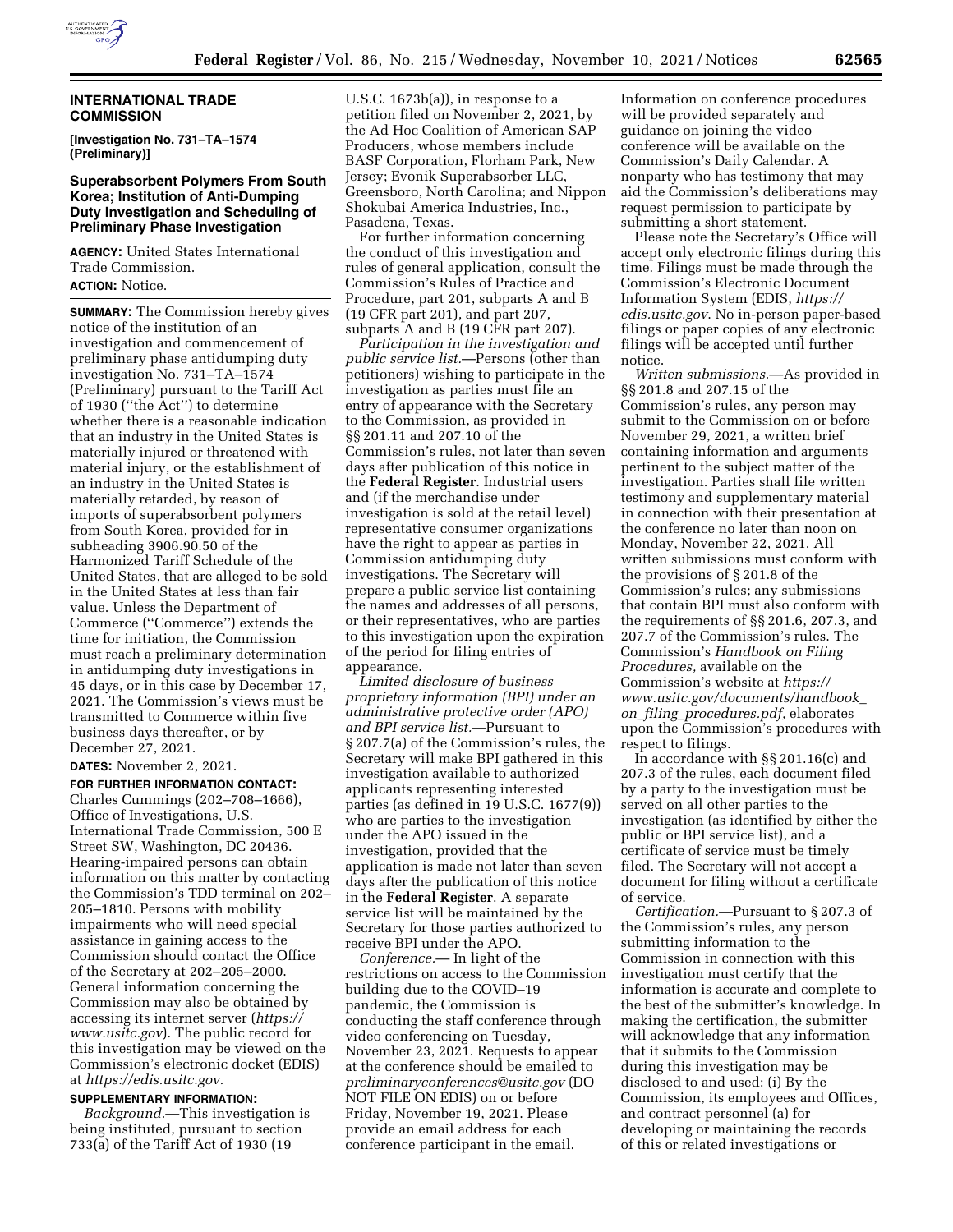## INTERNATIONAL TRADE COMMISSION

**[Investigation No. 731–TA–1574 (Preliminary)]**

### Superabsorbent Polymers From South Korea; Institution of Anti-Dumping Duty Investigation and Scheduling of Preliminary Phase Investigation

**AGENCY:** United States International Trade Commission.

**ACTION:** Notice.

**SUMMARY:** The Commission hereby gives notice of the institution of an investigation and commencement of preliminary phase antidumping duty investigation No. 731–TA–1574 (Preliminary) pursuant to the Tariff Act of 1930 (''the Act'') to determine whether there is a reasonable indication that an industry in the United States is materially injured or threatened with material injury, or the establishment of an industry in the United States is materially retarded, by reason of imports of superabsorbent polymers from South Korea, provided for in subheading 3906.90.50 of the Harmonized Tariff Schedule of the United States, that are alleged to be sold in the United States at less than fair value. Unless the Department of Commerce (''Commerce'') extends the time for initiation, the Commission must reach a preliminary determination in antidumping duty investigations in 45 days, or in this case by December 17, 2021. The Commission's views must be transmitted to Commerce within five business days thereafter, or by December 27, 2021.

**DATES:** November 2, 2021.

**FOR FURTHER INFORMATION CONTACT:** Charles Cummings (202–708–1666), Office of Investigations, U.S. International Trade Commission, 500 E Street SW, Washington, DC 20436. Hearing-impaired persons can obtain information on this matter by contacting the Commission's TDD terminal on 202–205–1810. Persons with mobility impairments who will need special assistance in gaining access to the Commission should contact the Office of the Secretary at 202–205–2000. General information concerning the Commission may also be obtained by accessing its internet server (*https://www.usitc.gov*). The public record for this investigation may be viewed on the Commission's electronic docket (EDIS) at *https://edis.usitc.gov.*

**SUPPLEMENTARY INFORMATION:**

*Background.*—This investigation is being instituted, pursuant to section 733(a) of the Tariff Act of 1930 (19 U.S.C. 1673b(a)), in response to a petition filed on November 2, 2021, by the Ad Hoc Coalition of American SAP Producers, whose members include BASF Corporation, Florham Park, New Jersey; Evonik Superabsorber LLC, Greensboro, North Carolina; and Nippon Shokubai America Industries, Inc., Pasadena, Texas.

For further information concerning the conduct of this investigation and rules of general application, consult the Commission's Rules of Practice and Procedure, part 201, subparts A and B (19 CFR part 201), and part 207, subparts A and B (19 CFR part 207).

*Participation in the investigation and public service list.*—Persons (other than petitioners) wishing to participate in the investigation as parties must file an entry of appearance with the Secretary to the Commission, as provided in §§ 201.11 and 207.10 of the Commission's rules, not later than seven days after publication of this notice in the **Federal Register**. Industrial users and (if the merchandise under investigation is sold at the retail level) representative consumer organizations have the right to appear as parties in Commission antidumping duty investigations. The Secretary will prepare a public service list containing the names and addresses of all persons, or their representatives, who are parties to this investigation upon the expiration of the period for filing entries of appearance.

*Limited disclosure of business proprietary information (BPI) under an administrative protective order (APO) and BPI service list.*—Pursuant to § 207.7(a) of the Commission's rules, the Secretary will make BPI gathered in this investigation available to authorized applicants representing interested parties (as defined in 19 U.S.C. 1677(9)) who are parties to the investigation under the APO issued in the investigation, provided that the application is made not later than seven days after the publication of this notice in the **Federal Register**. A separate service list will be maintained by the Secretary for those parties authorized to receive BPI under the APO.

*Conference.*— In light of the restrictions on access to the Commission building due to the COVID–19 pandemic, the Commission is conducting the staff conference through video conferencing on Tuesday, November 23, 2021. Requests to appear at the conference should be emailed to *preliminaryconferences@usitc.gov* (DO NOT FILE ON EDIS) on or before Friday, November 19, 2021. Please provide an email address for each conference participant in the email. Information on conference procedures will be provided separately and guidance on joining the video conference will be available on the Commission's Daily Calendar. A nonparty who has testimony that may aid the Commission's deliberations may request permission to participate by submitting a short statement.

Please note the Secretary's Office will accept only electronic filings during this time. Filings must be made through the Commission's Electronic Document Information System (EDIS, *https://edis.usitc.gov.* No in-person paper-based filings or paper copies of any electronic filings will be accepted until further notice.

*Written submissions.*—As provided in §§ 201.8 and 207.15 of the Commission's rules, any person may submit to the Commission on or before November 29, 2021, a written brief containing information and arguments pertinent to the subject matter of the investigation. Parties shall file written testimony and supplementary material in connection with their presentation at the conference no later than noon on Monday, November 22, 2021. All written submissions must conform with the provisions of § 201.8 of the Commission's rules; any submissions that contain BPI must also conform with the requirements of §§ 201.6, 207.3, and 207.7 of the Commission's rules. The Commission's *Handbook on Filing Procedures,* available on the Commission's website at *https://www.usitc.gov/documents/handbook_on_filing_procedures.pdf,* elaborates upon the Commission's procedures with respect to filings.

In accordance with §§ 201.16(c) and 207.3 of the rules, each document filed by a party to the investigation must be served on all other parties to the investigation (as identified by either the public or BPI service list), and a certificate of service must be timely filed. The Secretary will not accept a document for filing without a certificate of service.

*Certification.*—Pursuant to § 207.3 of the Commission's rules, any person submitting information to the Commission in connection with this investigation must certify that the information is accurate and complete to the best of the submitter's knowledge. In making the certification, the submitter will acknowledge that any information that it submits to the Commission during this investigation may be disclosed to and used: (i) By the Commission, its employees and Offices, and contract personnel (a) for developing or maintaining the records of this or related investigations or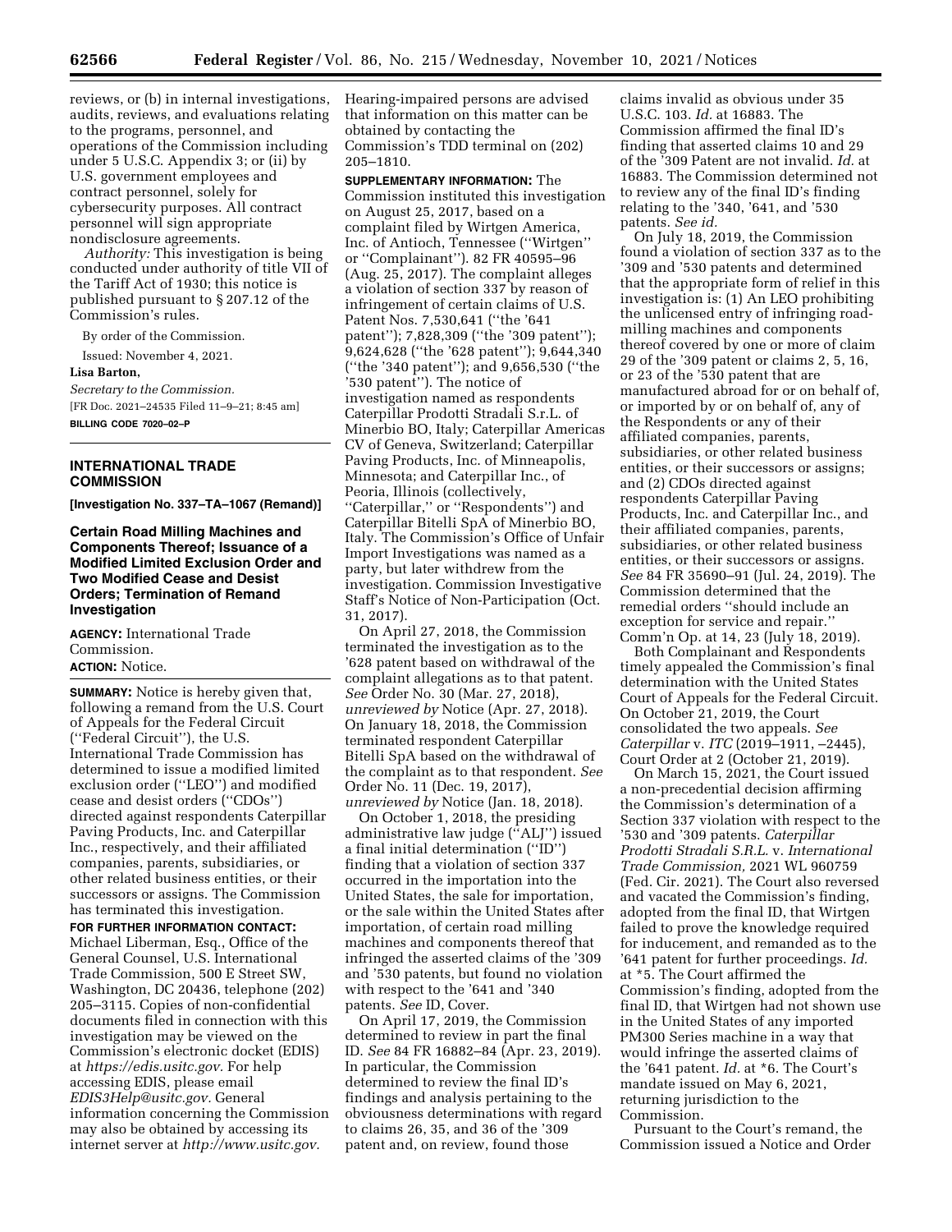reviews, or (b) in internal investigations, audits, reviews, and evaluations relating to the programs, personnel, and operations of the Commission including under 5 U.S.C. Appendix 3; or (ii) by U.S. government employees and contract personnel, solely for cybersecurity purposes. All contract personnel will sign appropriate nondisclosure agreements.

*Authority:* This investigation is being conducted under authority of title VII of the Tariff Act of 1930; this notice is published pursuant to § 207.12 of the Commission's rules.

By order of the Commission.

Issued: November 4, 2021.

**Lisa Barton,**

*Secretary to the Commission.*

[FR Doc. 2021–24535 Filed 11–9–21; 8:45 am]

**BILLING CODE 7020–02–P**

## INTERNATIONAL TRADE COMMISSION

**[Investigation No. 337–TA–1067 (Remand)]**

## Certain Road Milling Machines and Components Thereof; Issuance of a Modified Limited Exclusion Order and Two Modified Cease and Desist Orders; Termination of Remand Investigation

**AGENCY:** International Trade Commission.

**ACTION:** Notice.

**SUMMARY:** Notice is hereby given that, following a remand from the U.S. Court of Appeals for the Federal Circuit (''Federal Circuit''), the U.S. International Trade Commission has determined to issue a modified limited exclusion order (''LEO'') and modified cease and desist orders (''CDOs'') directed against respondents Caterpillar Paving Products, Inc. and Caterpillar Inc., respectively, and their affiliated companies, parents, subsidiaries, or other related business entities, or their successors or assigns. The Commission has terminated this investigation.

**FOR FURTHER INFORMATION CONTACT:** Michael Liberman, Esq., Office of the General Counsel, U.S. International Trade Commission, 500 E Street SW, Washington, DC 20436, telephone (202) 205–3115. Copies of non-confidential documents filed in connection with this investigation may be viewed on the Commission's electronic docket (EDIS) at *https://edis.usitc.gov.* For help accessing EDIS, please email *EDIS3Help@usitc.gov.* General information concerning the Commission may also be obtained by accessing its internet server at *http://www.usitc.gov.* Hearing-impaired persons are advised that information on this matter can be obtained by contacting the Commission's TDD terminal on (202) 205–1810.

**SUPPLEMENTARY INFORMATION:** The Commission instituted this investigation on August 25, 2017, based on a complaint filed by Wirtgen America, Inc. of Antioch, Tennessee (''Wirtgen'' or ''Complainant''). 82 FR 40595–96 (Aug. 25, 2017). The complaint alleges a violation of section 337 by reason of infringement of certain claims of U.S. Patent Nos. 7,530,641 (''the '641 patent''); 7,828,309 (''the '309 patent''); 9,624,628 (''the '628 patent''); 9,644,340 (''the '340 patent''); and 9,656,530 (''the '530 patent''). The notice of investigation named as respondents Caterpillar Prodotti Stradali S.r.L. of Minerbio BO, Italy; Caterpillar Americas CV of Geneva, Switzerland; Caterpillar Paving Products, Inc. of Minneapolis, Minnesota; and Caterpillar Inc., of Peoria, Illinois (collectively, ''Caterpillar,'' or ''Respondents'') and Caterpillar Bitelli SpA of Minerbio BO, Italy. The Commission's Office of Unfair Import Investigations was named as a party, but later withdrew from the investigation. Commission Investigative Staff's Notice of Non-Participation (Oct. 31, 2017).

On April 27, 2018, the Commission terminated the investigation as to the '628 patent based on withdrawal of the complaint allegations as to that patent. *See* Order No. 30 (Mar. 27, 2018), *unreviewed by* Notice (Apr. 27, 2018). On January 18, 2018, the Commission terminated respondent Caterpillar Bitelli SpA based on the withdrawal of the complaint as to that respondent. *See* Order No. 11 (Dec. 19, 2017), *unreviewed by* Notice (Jan. 18, 2018).

On October 1, 2018, the presiding administrative law judge (''ALJ'') issued a final initial determination (''ID'') finding that a violation of section 337 occurred in the importation into the United States, the sale for importation, or the sale within the United States after importation, of certain road milling machines and components thereof that infringed the asserted claims of the '309 and '530 patents, but found no violation with respect to the '641 and '340 patents. *See* ID, Cover.

On April 17, 2019, the Commission determined to review in part the final ID. *See* 84 FR 16882–84 (Apr. 23, 2019). In particular, the Commission determined to review the final ID's findings and analysis pertaining to the obviousness determinations with regard to claims 26, 35, and 36 of the '309 patent and, on review, found those claims invalid as obvious under 35 U.S.C. 103. *Id.* at 16883. The Commission affirmed the final ID's finding that asserted claims 10 and 29 of the '309 Patent are not invalid. *Id.* at 16883. The Commission determined not to review any of the final ID's finding relating to the '340, '641, and '530 patents. *See id.*

On July 18, 2019, the Commission found a violation of section 337 as to the '309 and '530 patents and determined that the appropriate form of relief in this investigation is: (1) An LEO prohibiting the unlicensed entry of infringing road-milling machines and components thereof covered by one or more of claim 29 of the '309 patent or claims 2, 5, 16, or 23 of the '530 patent that are manufactured abroad for or on behalf of, or imported by or on behalf of, any of the Respondents or any of their affiliated companies, parents, subsidiaries, or other related business entities, or their successors or assigns; and (2) CDOs directed against respondents Caterpillar Paving Products, Inc. and Caterpillar Inc., and their affiliated companies, parents, subsidiaries, or other related business entities, or their successors or assigns. *See* 84 FR 35690–91 (Jul. 24, 2019). The Commission determined that the remedial orders ''should include an exception for service and repair.'' Comm'n Op. at 14, 23 (July 18, 2019).

Both Complainant and Respondents timely appealed the Commission's final determination with the United States Court of Appeals for the Federal Circuit. On October 21, 2019, the Court consolidated the two appeals. *See Caterpillar* v. *ITC* (2019–1911, –2445), Court Order at 2 (October 21, 2019).

On March 15, 2021, the Court issued a non-precedential decision affirming the Commission's determination of a Section 337 violation with respect to the '530 and '309 patents. *Caterpillar Prodotti Stradali S.R.L.* v. *International Trade Commission,* 2021 WL 960759 (Fed. Cir. 2021). The Court also reversed and vacated the Commission's finding, adopted from the final ID, that Wirtgen failed to prove the knowledge required for inducement, and remanded as to the '641 patent for further proceedings. *Id.* at *5. The Court affirmed the Commission's finding, adopted from the final ID, that Wirtgen had not shown use in the United States of any imported PM300 Series machine in a way that would infringe the asserted claims of the '641 patent. *Id.* at *6. The Court's mandate issued on May 6, 2021, returning jurisdiction to the Commission.

Pursuant to the Court's remand, the Commission issued a Notice and Order